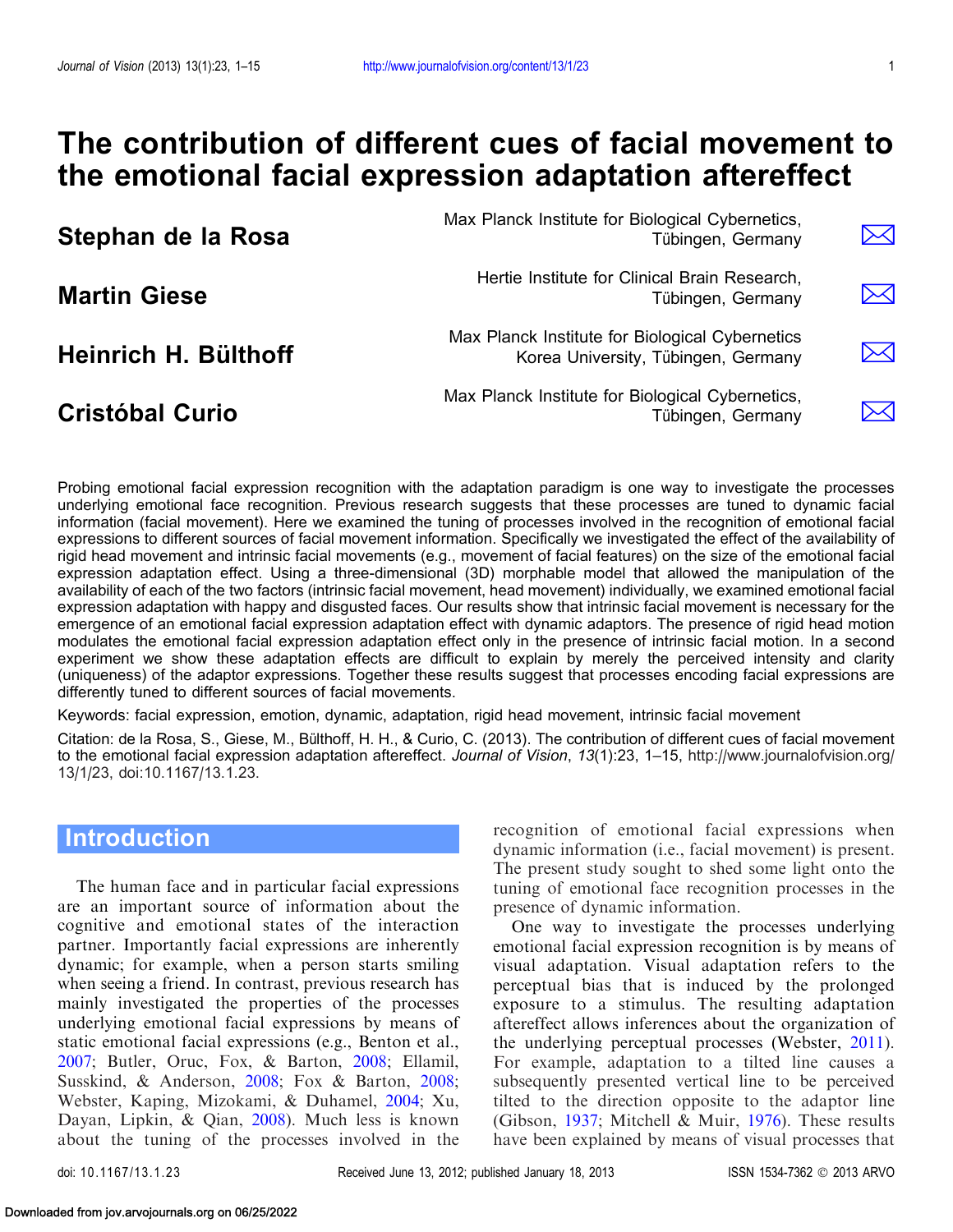# The contribution of different cues of facial movement to the emotional facial expression adaptation aftereffect

**Stephan de la Rosa** — Max Planck Institute for Biological Cybernetics, Tübingen, Germany

**Martin Giese** — Hertie Institute for Clinical Brain Research, Tübingen, Germany

**Heinrich H. Bülthoff** — Max Planck Institute for Biological Cybernetics Korea University, Tübingen, Germany

**Cristóbal Curio** — Max Planck Institute for Biological Cybernetics, Tübingen, Germany

Probing emotional facial expression recognition with the adaptation paradigm is one way to investigate the processes underlying emotional face recognition. Previous research suggests that these processes are tuned to dynamic facial information (facial movement). Here we examined the tuning of processes involved in the recognition of emotional facial expressions to different sources of facial movement information. Specifically we investigated the effect of the availability of rigid head movement and intrinsic facial movements (e.g., movement of facial features) on the size of the emotional facial expression adaptation effect. Using a three-dimensional (3D) morphable model that allowed the manipulation of the availability of each of the two factors (intrinsic facial movement, head movement) individually, we examined emotional facial expression adaptation with happy and disgusted faces. Our results show that intrinsic facial movement is necessary for the emergence of an emotional facial expression adaptation effect with dynamic adaptors. The presence of rigid head motion modulates the emotional facial expression adaptation effect only in the presence of intrinsic facial motion. In a second experiment we show these adaptation effects are difficult to explain by merely the perceived intensity and clarity (uniqueness) of the adaptor expressions. Together these results suggest that processes encoding facial expressions are differently tuned to different sources of facial movements.

Keywords: facial expression, emotion, dynamic, adaptation, rigid head movement, intrinsic facial movement

Citation: de la Rosa, S., Giese, M., Bülthoff, H. H., & Curio, C. (2013). The contribution of different cues of facial movement to the emotional facial expression adaptation aftereffect. *Journal of Vision*, *13*(1):23, 1–15, http://www.journalofvision.org/13/1/23, doi:10.1167/13.1.23.

## Introduction

The human face and in particular facial expressions are an important source of information about the cognitive and emotional states of the interaction partner. Importantly facial expressions are inherently dynamic; for example, when a person starts smiling when seeing a friend. In contrast, previous research has mainly investigated the properties of the processes underlying emotional facial expressions by means of static emotional facial expressions (e.g., Benton et al., 2007; Butler, Oruc, Fox, & Barton, 2008; Ellamil, Susskind, & Anderson, 2008; Fox & Barton, 2008; Webster, Kaping, Mizokami, & Duhamel, 2004; Xu, Dayan, Lipkin, & Qian, 2008). Much less is known about the tuning of the processes involved in the recognition of emotional facial expressions when dynamic information (i.e., facial movement) is present. The present study sought to shed some light onto the tuning of emotional face recognition processes in the presence of dynamic information.

One way to investigate the processes underlying emotional facial expression recognition is by means of visual adaptation. Visual adaptation refers to the perceptual bias that is induced by the prolonged exposure to a stimulus. The resulting adaptation aftereffect allows inferences about the organization of the underlying perceptual processes (Webster, 2011). For example, adaptation to a tilted line causes a subsequently presented vertical line to be perceived tilted to the direction opposite to the adaptor line (Gibson, 1937; Mitchell & Muir, 1976). These results have been explained by means of visual processes that

doi: 10.1167/13.1.23 Received June 13, 2012; published January 18, 2013 ISSN 1534-7362 © 2013 ARVO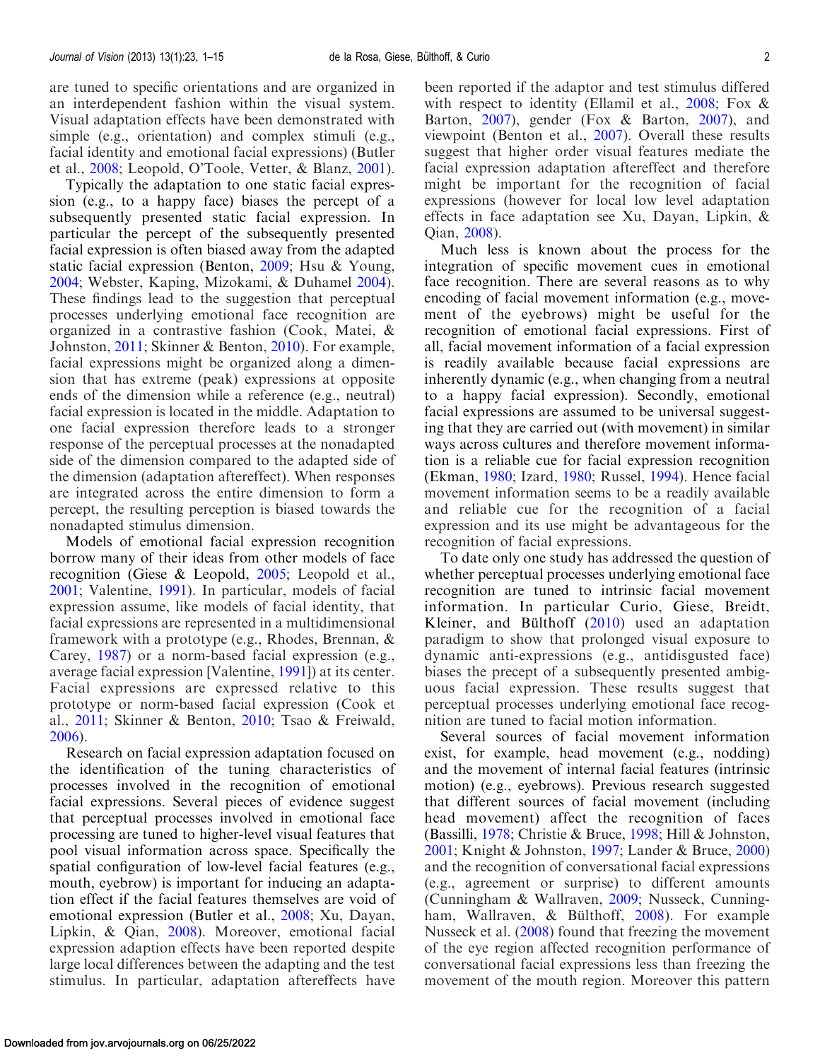are tuned to specific orientations and are organized in an interdependent fashion within the visual system. Visual adaptation effects have been demonstrated with simple (e.g., orientation) and complex stimuli (e.g., facial identity and emotional facial expressions) (Butler et al., 2008; Leopold, O'Toole, Vetter, & Blanz, 2001).

Typically the adaptation to one static facial expression (e.g., to a happy face) biases the percept of a subsequently presented static facial expression. In particular the percept of the subsequently presented facial expression is often biased away from the adapted static facial expression (Benton, 2009; Hsu & Young, 2004; Webster, Kaping, Mizokami, & Duhamel 2004). These findings lead to the suggestion that perceptual processes underlying emotional face recognition are organized in a contrastive fashion (Cook, Matei, & Johnston, 2011; Skinner & Benton, 2010). For example, facial expressions might be organized along a dimension that has extreme (peak) expressions at opposite ends of the dimension while a reference (e.g., neutral) facial expression is located in the middle. Adaptation to one facial expression therefore leads to a stronger response of the perceptual processes at the nonadapted side of the dimension compared to the adapted side of the dimension (adaptation aftereffect). When responses are integrated across the entire dimension to form a percept, the resulting perception is biased towards the nonadapted stimulus dimension.

Models of emotional facial expression recognition borrow many of their ideas from other models of face recognition (Giese & Leopold, 2005; Leopold et al., 2001; Valentine, 1991). In particular, models of facial expression assume, like models of facial identity, that facial expressions are represented in a multidimensional framework with a prototype (e.g., Rhodes, Brennan, & Carey, 1987) or a norm-based facial expression (e.g., average facial expression [Valentine, 1991]) at its center. Facial expressions are expressed relative to this prototype or norm-based facial expression (Cook et al., 2011; Skinner & Benton, 2010; Tsao & Freiwald, 2006).

Research on facial expression adaptation focused on the identification of the tuning characteristics of processes involved in the recognition of emotional facial expressions. Several pieces of evidence suggest that perceptual processes involved in emotional face processing are tuned to higher-level visual features that pool visual information across space. Specifically the spatial configuration of low-level facial features (e.g., mouth, eyebrow) is important for inducing an adaptation effect if the facial features themselves are void of emotional expression (Butler et al., 2008; Xu, Dayan, Lipkin, & Qian, 2008). Moreover, emotional facial expression adaption effects have been reported despite large local differences between the adapting and the test stimulus. In particular, adaptation aftereffects have been reported if the adaptor and test stimulus differed with respect to identity (Ellamil et al., 2008; Fox & Barton, 2007), gender (Fox & Barton, 2007), and viewpoint (Benton et al., 2007). Overall these results suggest that higher order visual features mediate the facial expression adaptation aftereffect and therefore might be important for the recognition of facial expressions (however for local low level adaptation effects in face adaptation see Xu, Dayan, Lipkin, & Qian, 2008).

Much less is known about the process for the integration of specific movement cues in emotional face recognition. There are several reasons as to why encoding of facial movement information (e.g., movement of the eyebrows) might be useful for the recognition of emotional facial expressions. First of all, facial movement information of a facial expression is readily available because facial expressions are inherently dynamic (e.g., when changing from a neutral to a happy facial expression). Secondly, emotional facial expressions are assumed to be universal suggesting that they are carried out (with movement) in similar ways across cultures and therefore movement information is a reliable cue for facial expression recognition (Ekman, 1980; Izard, 1980; Russel, 1994). Hence facial movement information seems to be a readily available and reliable cue for the recognition of a facial expression and its use might be advantageous for the recognition of facial expressions.

To date only one study has addressed the question of whether perceptual processes underlying emotional face recognition are tuned to intrinsic facial movement information. In particular Curio, Giese, Breidt, Kleiner, and Bülthoff (2010) used an adaptation paradigm to show that prolonged visual exposure to dynamic anti-expressions (e.g., antidisgusted face) biases the precept of a subsequently presented ambiguous facial expression. These results suggest that perceptual processes underlying emotional face recognition are tuned to facial motion information.

Several sources of facial movement information exist, for example, head movement (e.g., nodding) and the movement of internal facial features (intrinsic motion) (e.g., eyebrows). Previous research suggested that different sources of facial movement (including head movement) affect the recognition of faces (Bassilli, 1978; Christie & Bruce, 1998; Hill & Johnston, 2001; Knight & Johnston, 1997; Lander & Bruce, 2000) and the recognition of conversational facial expressions (e.g., agreement or surprise) to different amounts (Cunningham & Wallraven, 2009; Nusseck, Cunningham, Wallraven, & Bülthoff, 2008). For example Nusseck et al. (2008) found that freezing the movement of the eye region affected recognition performance of conversational facial expressions less than freezing the movement of the mouth region. Moreover this pattern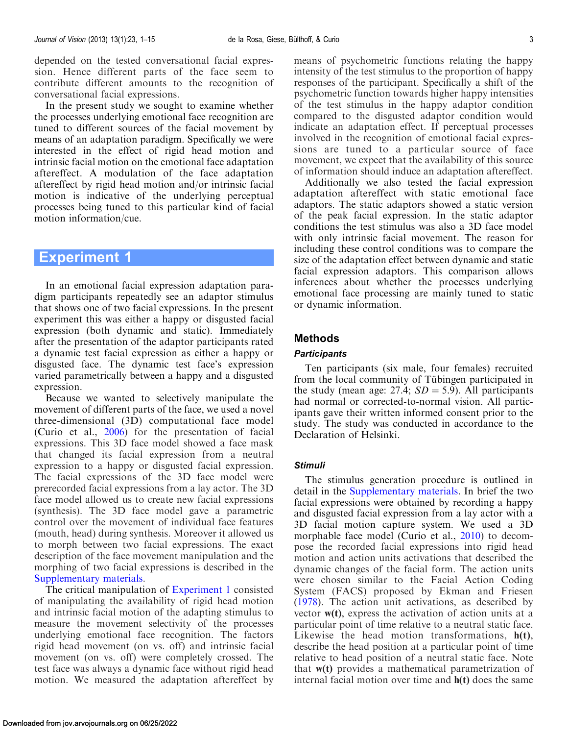depended on the tested conversational facial expression. Hence different parts of the face seem to contribute different amounts to the recognition of conversational facial expressions.

In the present study we sought to examine whether the processes underlying emotional face recognition are tuned to different sources of the facial movement by means of an adaptation paradigm. Specifically we were interested in the effect of rigid head motion and intrinsic facial motion on the emotional face adaptation aftereffect. A modulation of the face adaptation aftereffect by rigid head motion and/or intrinsic facial motion is indicative of the underlying perceptual processes being tuned to this particular kind of facial motion information/cue.

# Experiment 1

In an emotional facial expression adaptation paradigm participants repeatedly see an adaptor stimulus that shows one of two facial expressions. In the present experiment this was either a happy or disgusted facial expression (both dynamic and static). Immediately after the presentation of the adaptor participants rated a dynamic test facial expression as either a happy or disgusted face. The dynamic test face's expression varied parametrically between a happy and a disgusted expression.

Because we wanted to selectively manipulate the movement of different parts of the face, we used a novel three-dimensional (3D) computational face model (Curio et al., 2006) for the presentation of facial expressions. This 3D face model showed a face mask that changed its facial expression from a neutral expression to a happy or disgusted facial expression. The facial expressions of the 3D face model were prerecorded facial expressions from a lay actor. The 3D face model allowed us to create new facial expressions (synthesis). The 3D face model gave a parametric control over the movement of individual face features (mouth, head) during synthesis. Moreover it allowed us to morph between two facial expressions. The exact description of the face movement manipulation and the morphing of two facial expressions is described in the Supplementary materials.

The critical manipulation of Experiment 1 consisted of manipulating the availability of rigid head motion and intrinsic facial motion of the adapting stimulus to measure the movement selectivity of the processes underlying emotional face recognition. The factors rigid head movement (on vs. off) and intrinsic facial movement (on vs. off) were completely crossed. The test face was always a dynamic face without rigid head motion. We measured the adaptation aftereffect by means of psychometric functions relating the happy intensity of the test stimulus to the proportion of happy responses of the participant. Specifically a shift of the psychometric function towards higher happy intensities of the test stimulus in the happy adaptor condition compared to the disgusted adaptor condition would indicate an adaptation effect. If perceptual processes involved in the recognition of emotional facial expressions are tuned to a particular source of face movement, we expect that the availability of this source of information should induce an adaptation aftereffect.

Additionally we also tested the facial expression adaptation aftereffect with static emotional face adaptors. The static adaptors showed a static version of the peak facial expression. In the static adaptor conditions the test stimulus was also a 3D face model with only intrinsic facial movement. The reason for including these control conditions was to compare the size of the adaptation effect between dynamic and static facial expression adaptors. This comparison allows inferences about whether the processes underlying emotional face processing are mainly tuned to static or dynamic information.

## Methods

### Participants

Ten participants (six male, four females) recruited from the local community of Tübingen participated in the study (mean age: 27.4; *SD* = 5.9). All participants had normal or corrected-to-normal vision. All participants gave their written informed consent prior to the study. The study was conducted in accordance to the Declaration of Helsinki.

### Stimuli

The stimulus generation procedure is outlined in detail in the Supplementary materials. In brief the two facial expressions were obtained by recording a happy and disgusted facial expression from a lay actor with a 3D facial motion capture system. We used a 3D morphable face model (Curio et al., 2010) to decompose the recorded facial expressions into rigid head motion and action units activations that described the dynamic changes of the facial form. The action units were chosen similar to the Facial Action Coding System (FACS) proposed by Ekman and Friesen (1978). The action unit activations, as described by vector $\mathbf{w(t)}$, express the activation of action units at a particular point of time relative to a neutral static face. Likewise the head motion transformations, $\mathbf{h(t)}$, describe the head position at a particular point of time relative to head position of a neutral static face. Note that $\mathbf{w(t)}$ provides a mathematical parametrization of internal facial motion over time and $\mathbf{h(t)}$ does the same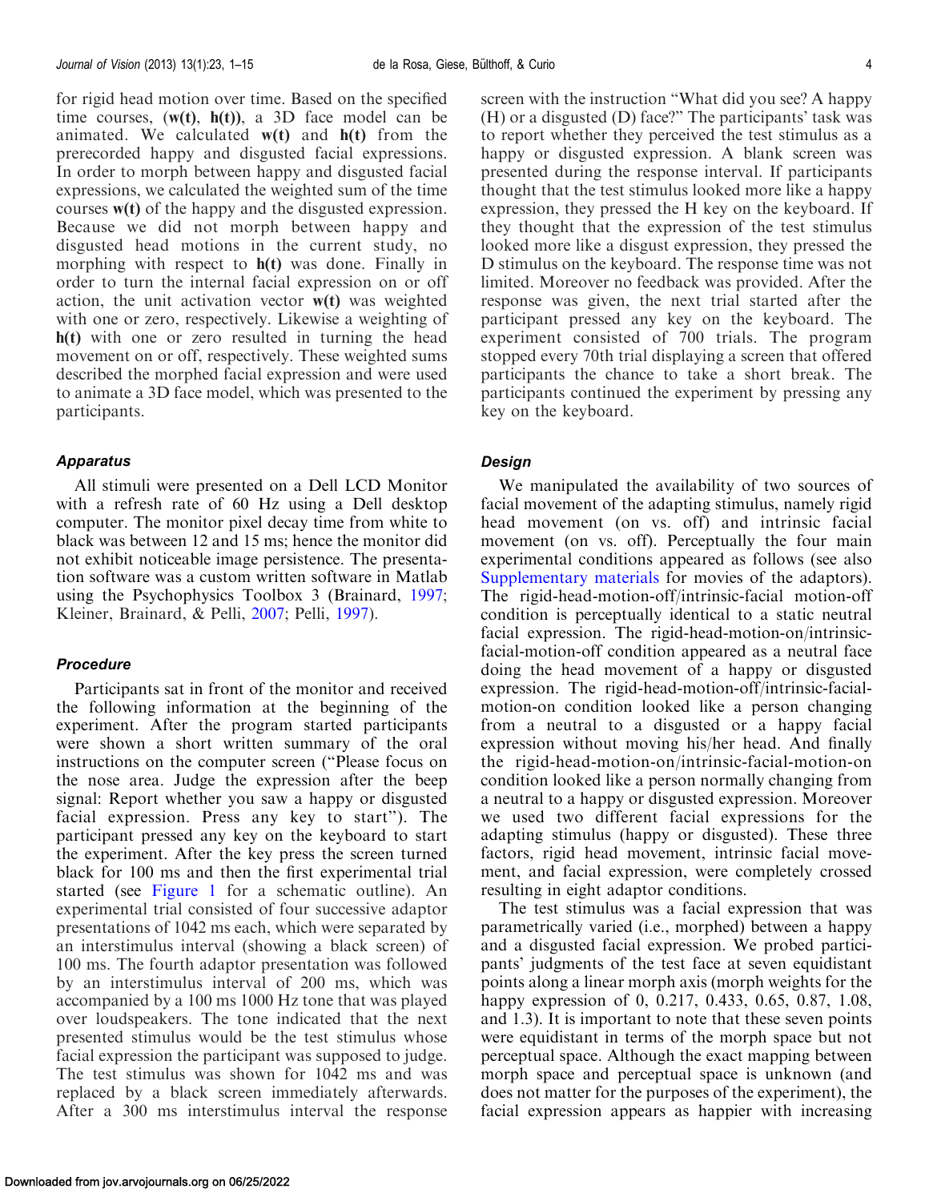for rigid head motion over time. Based on the specified time courses, (**w(t)**, **h(t)**), a 3D face model can be animated. We calculated **w(t)** and **h(t)** from the prerecorded happy and disgusted facial expressions. In order to morph between happy and disgusted facial expressions, we calculated the weighted sum of the time courses **w(t)** of the happy and the disgusted expression. Because we did not morph between happy and disgusted head motions in the current study, no morphing with respect to **h(t)** was done. Finally in order to turn the internal facial expression on or off action, the unit activation vector **w(t)** was weighted with one or zero, respectively. Likewise a weighting of **h(t)** with one or zero resulted in turning the head movement on or off, respectively. These weighted sums described the morphed facial expression and were used to animate a 3D face model, which was presented to the participants.

### *Apparatus*

All stimuli were presented on a Dell LCD Monitor with a refresh rate of 60 Hz using a Dell desktop computer. The monitor pixel decay time from white to black was between 12 and 15 ms; hence the monitor did not exhibit noticeable image persistence. The presentation software was a custom written software in Matlab using the Psychophysics Toolbox 3 (Brainard, 1997; Kleiner, Brainard, & Pelli, 2007; Pelli, 1997).

### *Procedure*

Participants sat in front of the monitor and received the following information at the beginning of the experiment. After the program started participants were shown a short written summary of the oral instructions on the computer screen ("Please focus on the nose area. Judge the expression after the beep signal: Report whether you saw a happy or disgusted facial expression. Press any key to start"). The participant pressed any key on the keyboard to start the experiment. After the key press the screen turned black for 100 ms and then the first experimental trial started (see Figure 1 for a schematic outline). An experimental trial consisted of four successive adaptor presentations of 1042 ms each, which were separated by an interstimulus interval (showing a black screen) of 100 ms. The fourth adaptor presentation was followed by an interstimulus interval of 200 ms, which was accompanied by a 100 ms 1000 Hz tone that was played over loudspeakers. The tone indicated that the next presented stimulus would be the test stimulus whose facial expression the participant was supposed to judge. The test stimulus was shown for 1042 ms and was replaced by a black screen immediately afterwards. After a 300 ms interstimulus interval the response screen with the instruction "What did you see? A happy (H) or a disgusted (D) face?" The participants' task was to report whether they perceived the test stimulus as a happy or disgusted expression. A blank screen was presented during the response interval. If participants thought that the test stimulus looked more like a happy expression, they pressed the H key on the keyboard. If they thought that the expression of the test stimulus looked more like a disgust expression, they pressed the D stimulus on the keyboard. The response time was not limited. Moreover no feedback was provided. After the response was given, the next trial started after the participant pressed any key on the keyboard. The experiment consisted of 700 trials. The program stopped every 70th trial displaying a screen that offered participants the chance to take a short break. The participants continued the experiment by pressing any key on the keyboard.

### *Design*

We manipulated the availability of two sources of facial movement of the adapting stimulus, namely rigid head movement (on vs. off) and intrinsic facial movement (on vs. off). Perceptually the four main experimental conditions appeared as follows (see also Supplementary materials for movies of the adaptors). The rigid-head-motion-off/intrinsic-facial motion-off condition is perceptually identical to a static neutral facial expression. The rigid-head-motion-on/intrinsic-facial-motion-off condition appeared as a neutral face doing the head movement of a happy or disgusted expression. The rigid-head-motion-off/intrinsic-facial-motion-on condition looked like a person changing from a neutral to a disgusted or a happy facial expression without moving his/her head. And finally the rigid-head-motion-on/intrinsic-facial-motion-on condition looked like a person normally changing from a neutral to a happy or disgusted expression. Moreover we used two different facial expressions for the adapting stimulus (happy or disgusted). These three factors, rigid head movement, intrinsic facial movement, and facial expression, were completely crossed resulting in eight adaptor conditions.

The test stimulus was a facial expression that was parametrically varied (i.e., morphed) between a happy and a disgusted facial expression. We probed participants' judgments of the test face at seven equidistant points along a linear morph axis (morph weights for the happy expression of 0, 0.217, 0.433, 0.65, 0.87, 1.08, and 1.3). It is important to note that these seven points were equidistant in terms of the morph space but not perceptual space. Although the exact mapping between morph space and perceptual space is unknown (and does not matter for the purposes of the experiment), the facial expression appears as happier with increasing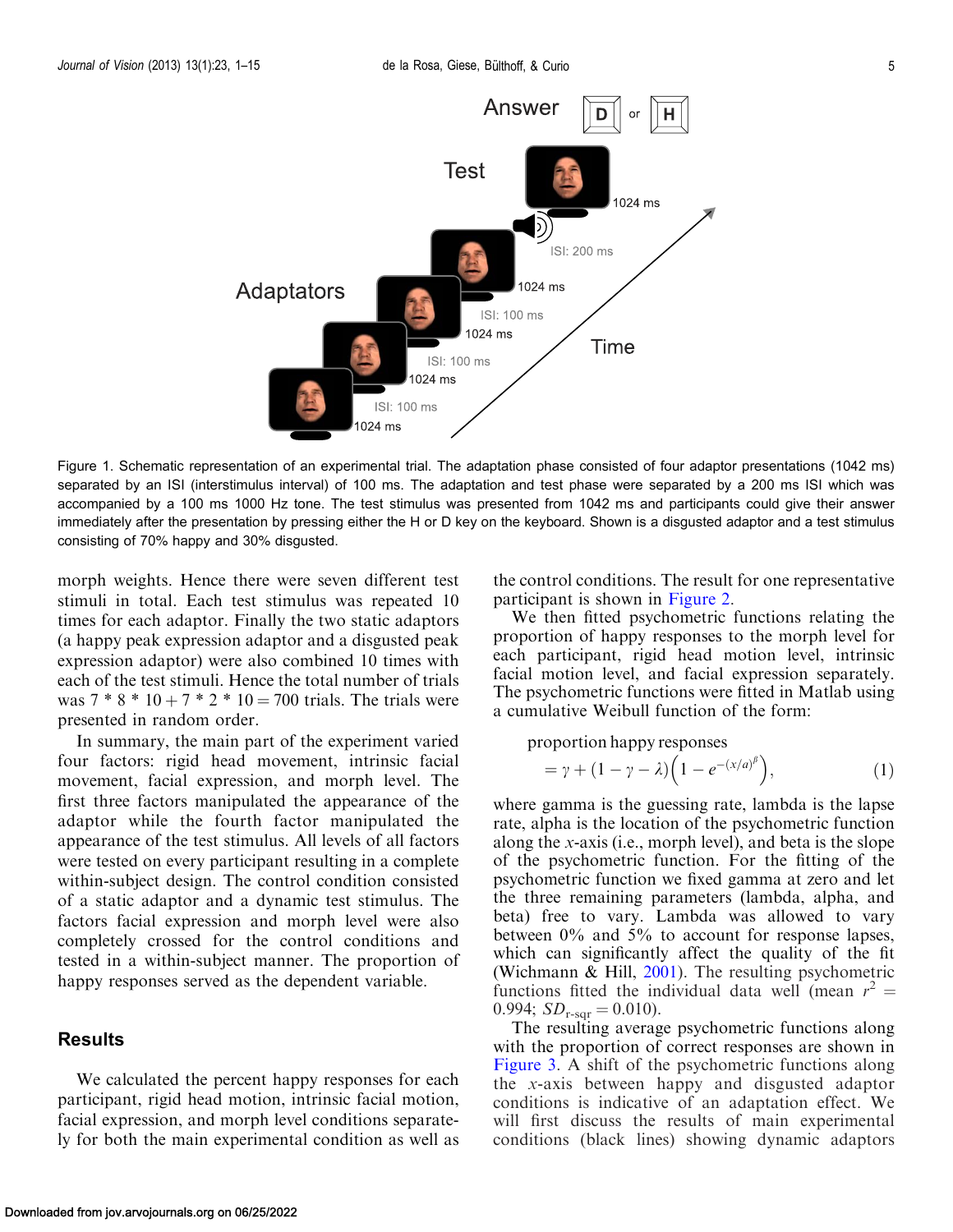Figure 1. Schematic representation of an experimental trial. The adaptation phase consisted of four adaptor presentations (1042 ms) separated by an ISI (interstimulus interval) of 100 ms. The adaptation and test phase were separated by a 200 ms ISI which was accompanied by a 100 ms 1000 Hz tone. The test stimulus was presented from 1042 ms and participants could give their answer immediately after the presentation by pressing either the H or D key on the keyboard. Shown is a disgusted adaptor and a test stimulus consisting of 70% happy and 30% disgusted.

morph weights. Hence there were seven different test stimuli in total. Each test stimulus was repeated 10 times for each adaptor. Finally the two static adaptors (a happy peak expression adaptor and a disgusted peak expression adaptor) were also combined 10 times with each of the test stimuli. Hence the total number of trials was 7 * 8 * 10 + 7 * 2 * 10 = 700 trials. The trials were presented in random order.

In summary, the main part of the experiment varied four factors: rigid head movement, intrinsic facial movement, facial expression, and morph level. The first three factors manipulated the appearance of the adaptor while the fourth factor manipulated the appearance of the test stimulus. All levels of all factors were tested on every participant resulting in a complete within-subject design. The control condition consisted of a static adaptor and a dynamic test stimulus. The factors facial expression and morph level were also completely crossed for the control conditions and tested in a within-subject manner. The proportion of happy responses served as the dependent variable.

## Results

We calculated the percent happy responses for each participant, rigid head motion, intrinsic facial motion, facial expression, and morph level conditions separately for both the main experimental condition as well as the control conditions. The result for one representative participant is shown in Figure 2.

We then fitted psychometric functions relating the proportion of happy responses to the morph level for each participant, rigid head motion level, intrinsic facial motion level, and facial expression separately. The psychometric functions were fitted in Matlab using a cumulative Weibull function of the form:

$$\text{proportion happy responses} = \gamma + (1 - \gamma - \lambda)\left(1 - e^{-(x/\alpha)^{\beta}}\right), \tag{1}$$

where gamma is the guessing rate, lambda is the lapse rate, alpha is the location of the psychometric function along the $x$-axis (i.e., morph level), and beta is the slope of the psychometric function. For the fitting of the psychometric function we fixed gamma at zero and let the three remaining parameters (lambda, alpha, and beta) free to vary. Lambda was allowed to vary between 0% and 5% to account for response lapses, which can significantly affect the quality of the fit (Wichmann & Hill, 2001). The resulting psychometric functions fitted the individual data well (mean $r^2$ = 0.994; $SD_{\text{r-sqr}} = 0.010$).

The resulting average psychometric functions along with the proportion of correct responses are shown in Figure 3. A shift of the psychometric functions along the $x$-axis between happy and disgusted adaptor conditions is indicative of an adaptation effect. We will first discuss the results of main experimental conditions (black lines) showing dynamic adaptors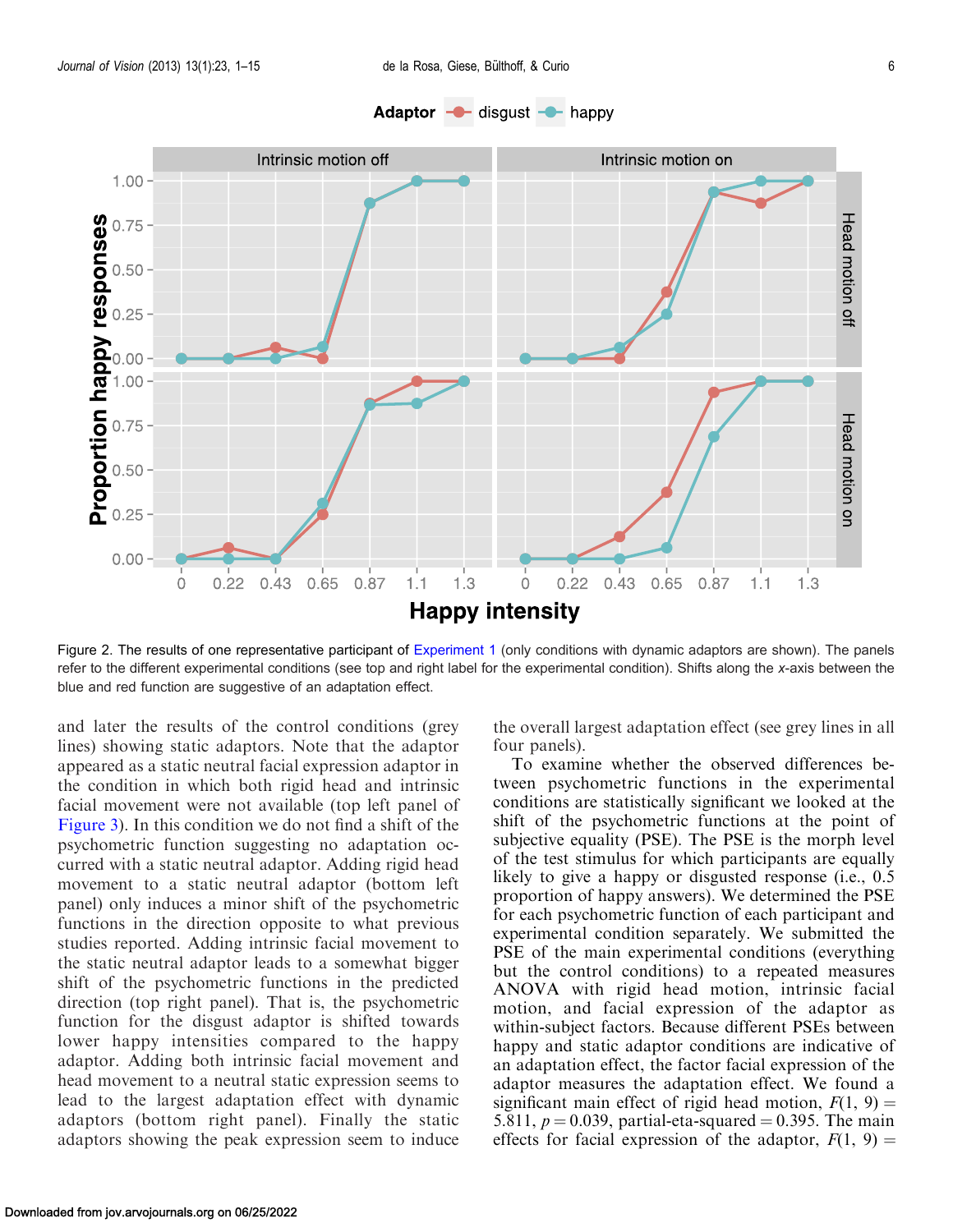Figure 2. The results of one representative participant of Experiment 1 (only conditions with dynamic adaptors are shown). The panels refer to the different experimental conditions (see top and right label for the experimental condition). Shifts along the *x*-axis between the blue and red function are suggestive of an adaptation effect.

and later the results of the control conditions (grey lines) showing static adaptors. Note that the adaptor appeared as a static neutral facial expression adaptor in the condition in which both rigid head and intrinsic facial movement were not available (top left panel of Figure 3). In this condition we do not find a shift of the psychometric function suggesting no adaptation occurred with a static neutral adaptor. Adding rigid head movement to a static neutral adaptor (bottom left panel) only induces a minor shift of the psychometric functions in the direction opposite to what previous studies reported. Adding intrinsic facial movement to the static neutral adaptor leads to a somewhat bigger shift of the psychometric functions in the predicted direction (top right panel). That is, the psychometric function for the disgust adaptor is shifted towards lower happy intensities compared to the happy adaptor. Adding both intrinsic facial movement and head movement to a neutral static expression seems to lead to the largest adaptation effect with dynamic adaptors (bottom right panel). Finally the static adaptors showing the peak expression seem to induce the overall largest adaptation effect (see grey lines in all four panels).

To examine whether the observed differences between psychometric functions in the experimental conditions are statistically significant we looked at the shift of the psychometric functions at the point of subjective equality (PSE). The PSE is the morph level of the test stimulus for which participants are equally likely to give a happy or disgusted response (i.e., 0.5 proportion of happy answers). We determined the PSE for each psychometric function of each participant and experimental condition separately. We submitted the PSE of the main experimental conditions (everything but the control conditions) to a repeated measures ANOVA with rigid head motion, intrinsic facial motion, and facial expression of the adaptor as within-subject factors. Because different PSEs between happy and static adaptor conditions are indicative of an adaptation effect, the factor facial expression of the adaptor measures the adaptation effect. We found a significant main effect of rigid head motion, $F(1, 9) = 5.811$, $p = 0.039$, partial-eta-squared $= 0.395$. The main effects for facial expression of the adaptor, $F(1, 9) =$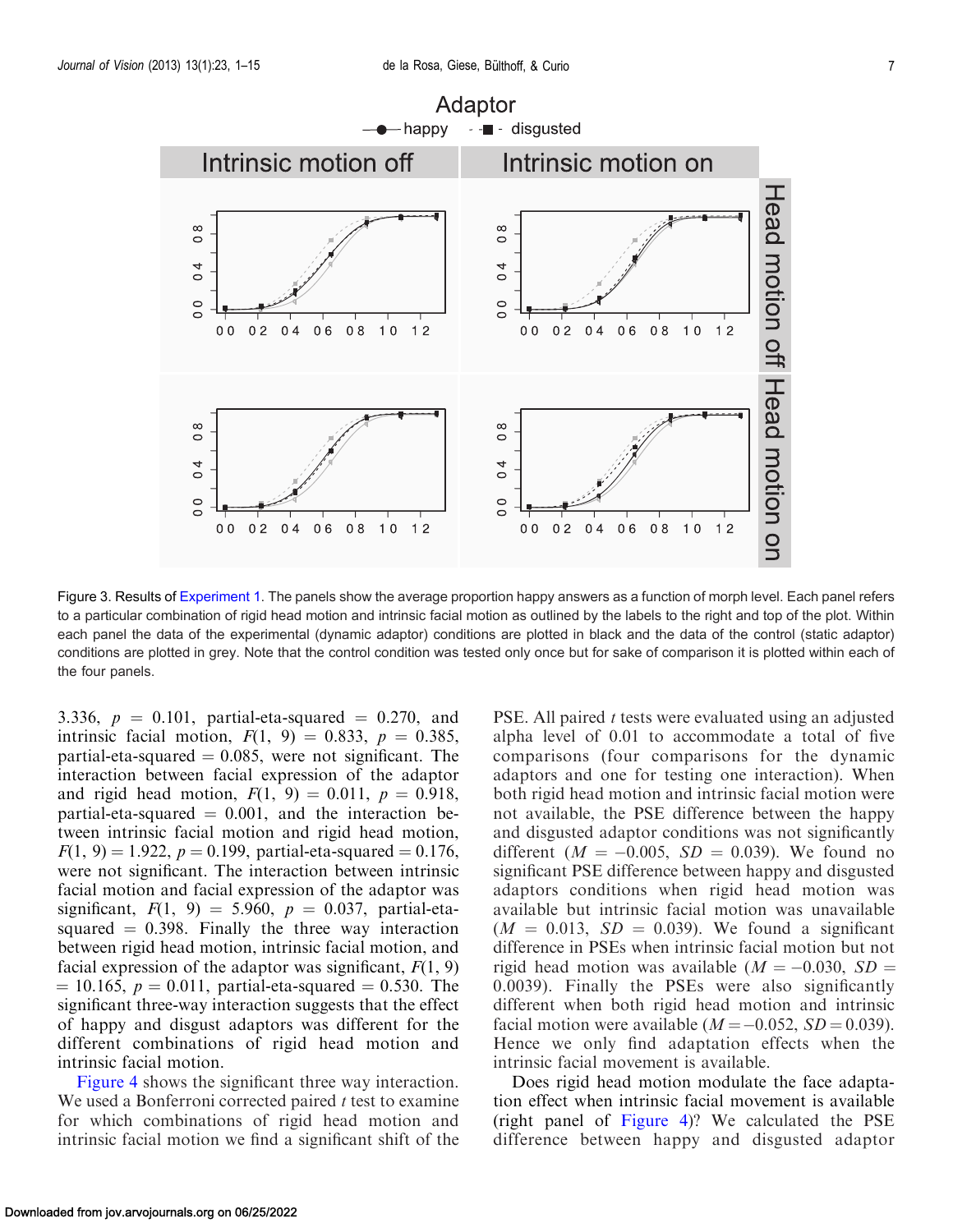Figure 3. Results of Experiment 1. The panels show the average proportion happy answers as a function of morph level. Each panel refers to a particular combination of rigid head motion and intrinsic facial motion as outlined by the labels to the right and top of the plot. Within each panel the data of the experimental (dynamic adaptor) conditions are plotted in black and the data of the control (static adaptor) conditions are plotted in grey. Note that the control condition was tested only once but for sake of comparison it is plotted within each of the four panels.

3.336, $p = 0.101$, partial-eta-squared = 0.270, and intrinsic facial motion, $F(1, 9) = 0.833$, $p = 0.385$, partial-eta-squared = 0.085, were not significant. The interaction between facial expression of the adaptor and rigid head motion, $F(1, 9) = 0.011$, $p = 0.918$, partial-eta-squared = 0.001, and the interaction between intrinsic facial motion and rigid head motion, $F(1, 9) = 1.922$, $p = 0.199$, partial-eta-squared = 0.176, were not significant. The interaction between intrinsic facial motion and facial expression of the adaptor was significant, $F(1, 9) = 5.960$, $p = 0.037$, partial-eta-squared = 0.398. Finally the three way interaction between rigid head motion, intrinsic facial motion, and facial expression of the adaptor was significant, $F(1, 9) = 10.165$, $p = 0.011$, partial-eta-squared = 0.530. The significant three-way interaction suggests that the effect of happy and disgust adaptors was different for the different combinations of rigid head motion and intrinsic facial motion.

Figure 4 shows the significant three way interaction. We used a Bonferroni corrected paired $t$ test to examine for which combinations of rigid head motion and intrinsic facial motion we find a significant shift of the PSE. All paired $t$ tests were evaluated using an adjusted alpha level of 0.01 to accommodate a total of five comparisons (four comparisons for the dynamic adaptors and one for testing one interaction). When both rigid head motion and intrinsic facial motion were not available, the PSE difference between the happy and disgusted adaptor conditions was not significantly different ($M = -0.005$, $SD = 0.039$). We found no significant PSE difference between happy and disgusted adaptors conditions when rigid head motion was available but intrinsic facial motion was unavailable ($M = 0.013$, $SD = 0.039$). We found a significant difference in PSEs when intrinsic facial motion but not rigid head motion was available ($M = -0.030$, $SD = 0.0039$). Finally the PSEs were also significantly different when both rigid head motion and intrinsic facial motion were available ($M = -0.052$, $SD = 0.039$). Hence we only find adaptation effects when the intrinsic facial movement is available.

Does rigid head motion modulate the face adaptation effect when intrinsic facial movement is available (right panel of Figure 4)? We calculated the PSE difference between happy and disgusted adaptor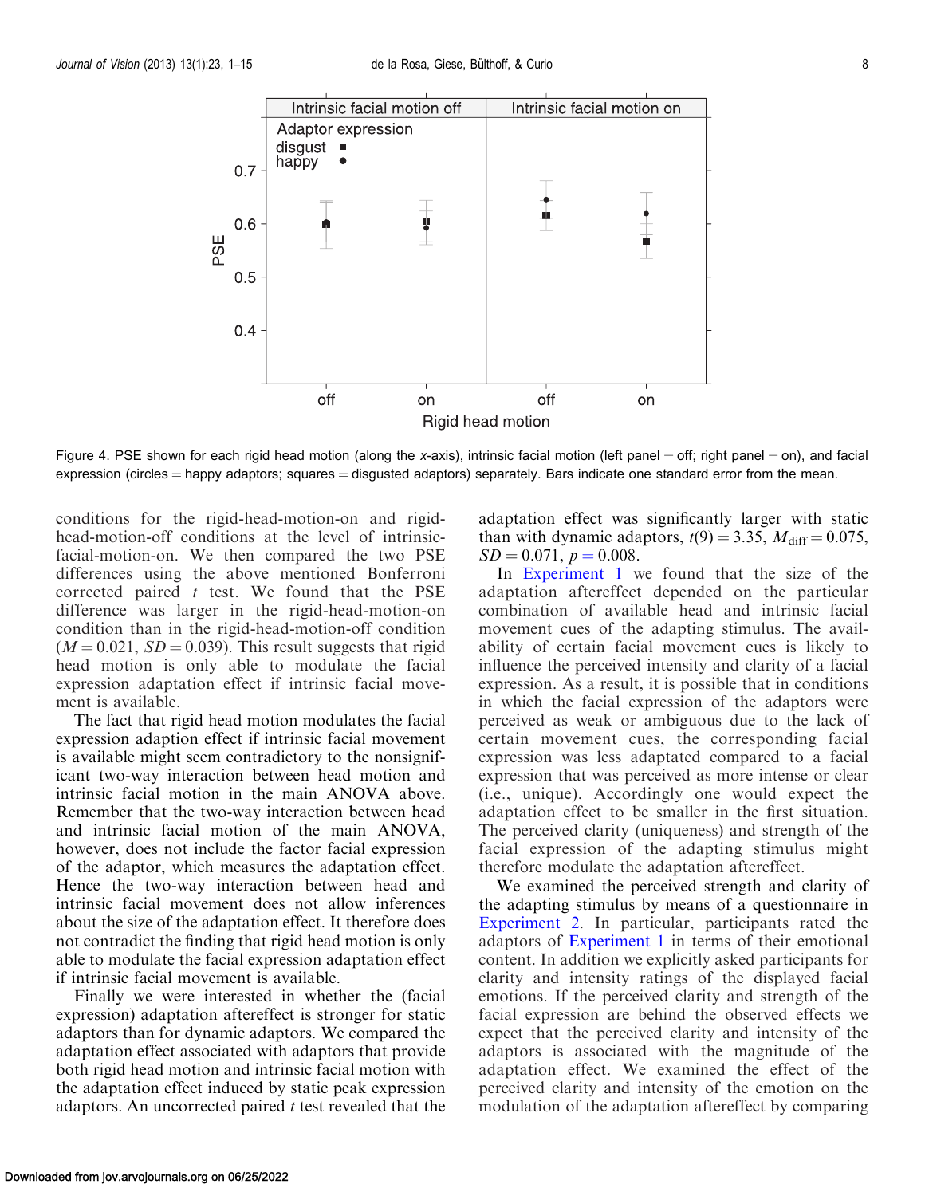Intrinsic facial motion off
Intrinsic facial motion on
Adaptor expression
disgust
happy
0.7
0.6
0.5
0.4
PSE
off
on
off
on
Rigid head motion

Figure 4. PSE shown for each rigid head motion (along the *x*-axis), intrinsic facial motion (left panel = off; right panel = on), and facial expression (circles = happy adaptors; squares = disgusted adaptors) separately. Bars indicate one standard error from the mean.

conditions for the rigid-head-motion-on and rigid-head-motion-off conditions at the level of intrinsic-facial-motion-on. We then compared the two PSE differences using the above mentioned Bonferroni corrected paired *t* test. We found that the PSE difference was larger in the rigid-head-motion-on condition than in the rigid-head-motion-off condition ($M = 0.021$, $SD = 0.039$). This result suggests that rigid head motion is only able to modulate the facial expression adaptation effect if intrinsic facial movement is available.

The fact that rigid head motion modulates the facial expression adaption effect if intrinsic facial movement is available might seem contradictory to the nonsignificant two-way interaction between head motion and intrinsic facial motion in the main ANOVA above. Remember that the two-way interaction between head and intrinsic facial motion of the main ANOVA, however, does not include the factor facial expression of the adaptor, which measures the adaptation effect. Hence the two-way interaction between head and intrinsic facial movement does not allow inferences about the size of the adaptation effect. It therefore does not contradict the finding that rigid head motion is only able to modulate the facial expression adaptation effect if intrinsic facial movement is available.

Finally we were interested in whether the (facial expression) adaptation aftereffect is stronger for static adaptors than for dynamic adaptors. We compared the adaptation effect associated with adaptors that provide both rigid head motion and intrinsic facial motion with the adaptation effect induced by static peak expression adaptors. An uncorrected paired *t* test revealed that the adaptation effect was significantly larger with static than with dynamic adaptors, $t(9) = 3.35$, $M_{\text{diff}} = 0.075$, $SD = 0.071$, $p = 0.008$.

In Experiment 1 we found that the size of the adaptation aftereffect depended on the particular combination of available head and intrinsic facial movement cues of the adapting stimulus. The availability of certain facial movement cues is likely to influence the perceived intensity and clarity of a facial expression. As a result, it is possible that in conditions in which the facial expression of the adaptors were perceived as weak or ambiguous due to the lack of certain movement cues, the corresponding facial expression was less adaptated compared to a facial expression that was perceived as more intense or clear (i.e., unique). Accordingly one would expect the adaptation effect to be smaller in the first situation. The perceived clarity (uniqueness) and strength of the facial expression of the adapting stimulus might therefore modulate the adaptation aftereffect.

We examined the perceived strength and clarity of the adapting stimulus by means of a questionnaire in Experiment 2. In particular, participants rated the adaptors of Experiment 1 in terms of their emotional content. In addition we explicitly asked participants for clarity and intensity ratings of the displayed facial emotions. If the perceived clarity and strength of the facial expression are behind the observed effects we expect that the perceived clarity and intensity of the adaptors is associated with the magnitude of the adaptation effect. We examined the effect of the perceived clarity and intensity of the emotion on the modulation of the adaptation aftereffect by comparing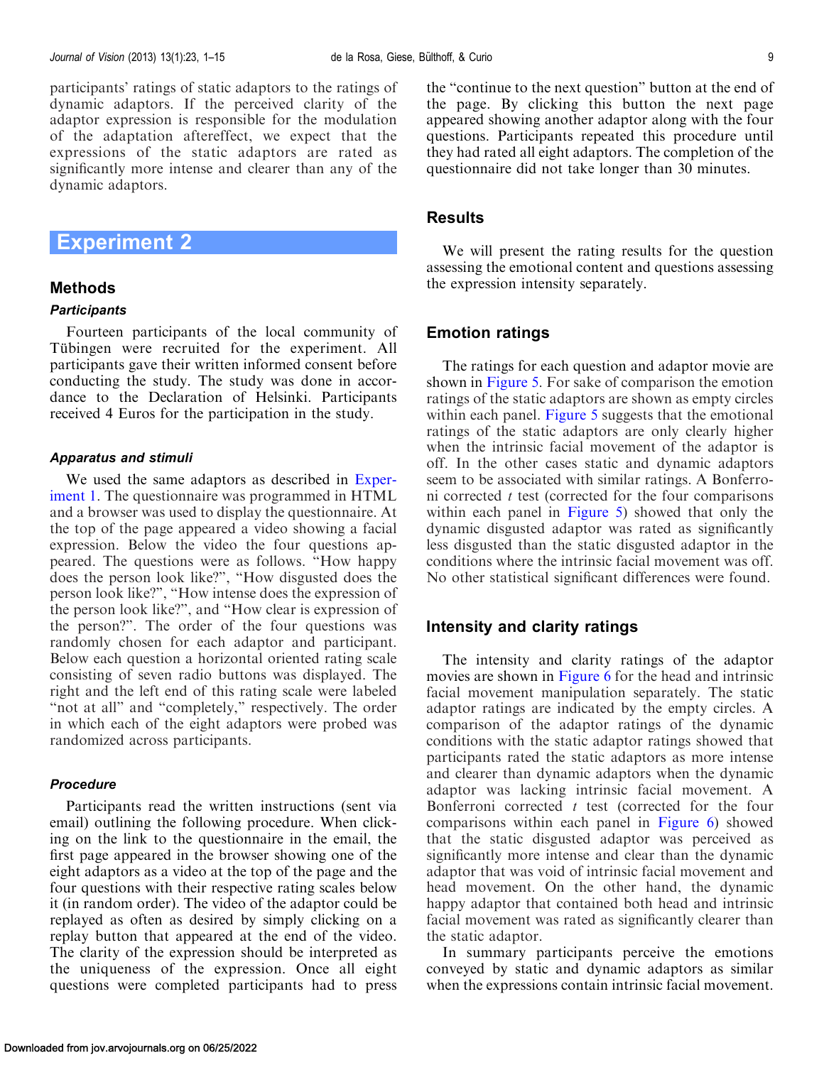participants' ratings of static adaptors to the ratings of dynamic adaptors. If the perceived clarity of the adaptor expression is responsible for the modulation of the adaptation aftereffect, we expect that the expressions of the static adaptors are rated as significantly more intense and clearer than any of the dynamic adaptors.

# Experiment 2

## Methods

### *Participants*

Fourteen participants of the local community of Tübingen were recruited for the experiment. All participants gave their written informed consent before conducting the study. The study was done in accordance to the Declaration of Helsinki. Participants received 4 Euros for the participation in the study.

### *Apparatus and stimuli*

We used the same adaptors as described in Experiment 1. The questionnaire was programmed in HTML and a browser was used to display the questionnaire. At the top of the page appeared a video showing a facial expression. Below the video the four questions appeared. The questions were as follows. "How happy does the person look like?", "How disgusted does the person look like?", "How intense does the expression of the person look like?", and "How clear is expression of the person?". The order of the four questions was randomly chosen for each adaptor and participant. Below each question a horizontal oriented rating scale consisting of seven radio buttons was displayed. The right and the left end of this rating scale were labeled "not at all" and "completely," respectively. The order in which each of the eight adaptors were probed was randomized across participants.

### *Procedure*

Participants read the written instructions (sent via email) outlining the following procedure. When clicking on the link to the questionnaire in the email, the first page appeared in the browser showing one of the eight adaptors as a video at the top of the page and the four questions with their respective rating scales below it (in random order). The video of the adaptor could be replayed as often as desired by simply clicking on a replay button that appeared at the end of the video. The clarity of the expression should be interpreted as the uniqueness of the expression. Once all eight questions were completed participants had to press the "continue to the next question" button at the end of the page. By clicking this button the next page appeared showing another adaptor along with the four questions. Participants repeated this procedure until they had rated all eight adaptors. The completion of the questionnaire did not take longer than 30 minutes.

## Results

We will present the rating results for the question assessing the emotional content and questions assessing the expression intensity separately.

## Emotion ratings

The ratings for each question and adaptor movie are shown in Figure 5. For sake of comparison the emotion ratings of the static adaptors are shown as empty circles within each panel. Figure 5 suggests that the emotional ratings of the static adaptors are only clearly higher when the intrinsic facial movement of the adaptor is off. In the other cases static and dynamic adaptors seem to be associated with similar ratings. A Bonferroni corrected *t* test (corrected for the four comparisons within each panel in Figure 5) showed that only the dynamic disgusted adaptor was rated as significantly less disgusted than the static disgusted adaptor in the conditions where the intrinsic facial movement was off. No other statistical significant differences were found.

## Intensity and clarity ratings

The intensity and clarity ratings of the adaptor movies are shown in Figure 6 for the head and intrinsic facial movement manipulation separately. The static adaptor ratings are indicated by the empty circles. A comparison of the adaptor ratings of the dynamic conditions with the static adaptor ratings showed that participants rated the static adaptors as more intense and clearer than dynamic adaptors when the dynamic adaptor was lacking intrinsic facial movement. A Bonferroni corrected *t* test (corrected for the four comparisons within each panel in Figure 6) showed that the static disgusted adaptor was perceived as significantly more intense and clear than the dynamic adaptor that was void of intrinsic facial movement and head movement. On the other hand, the dynamic happy adaptor that contained both head and intrinsic facial movement was rated as significantly clearer than the static adaptor.

In summary participants perceive the emotions conveyed by static and dynamic adaptors as similar when the expressions contain intrinsic facial movement.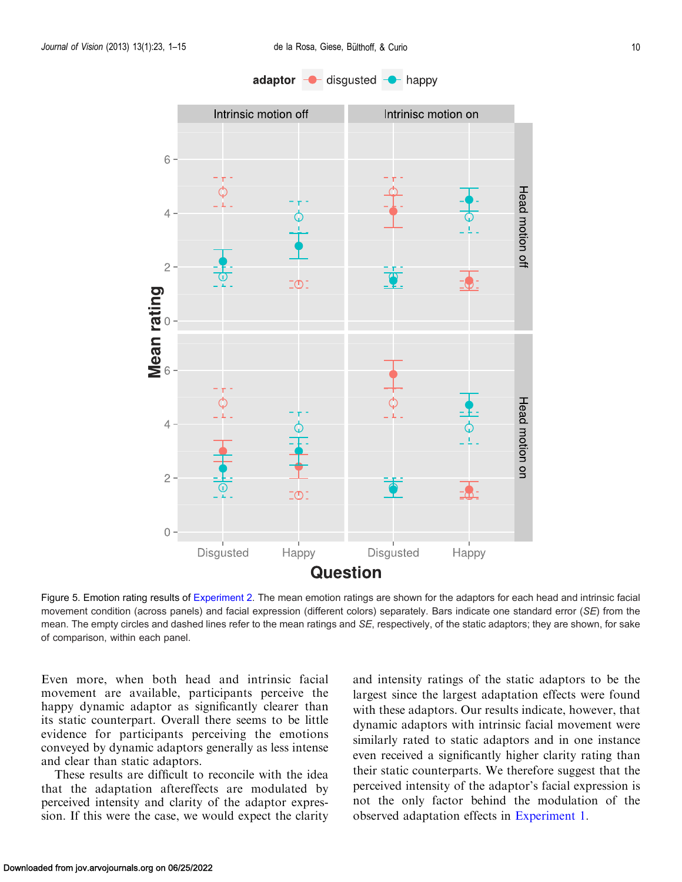Figure 5. Emotion rating results of Experiment 2. The mean emotion ratings are shown for the adaptors for each head and intrinsic facial movement condition (across panels) and facial expression (different colors) separately. Bars indicate one standard error (*SE*) from the mean. The empty circles and dashed lines refer to the mean ratings and *SE*, respectively, of the static adaptors; they are shown, for sake of comparison, within each panel.

Even more, when both head and intrinsic facial movement are available, participants perceive the happy dynamic adaptor as significantly clearer than its static counterpart. Overall there seems to be little evidence for participants perceiving the emotions conveyed by dynamic adaptors generally as less intense and clear than static adaptors.

These results are difficult to reconcile with the idea that the adaptation aftereffects are modulated by perceived intensity and clarity of the adaptor expression. If this were the case, we would expect the clarity and intensity ratings of the static adaptors to be the largest since the largest adaptation effects were found with these adaptors. Our results indicate, however, that dynamic adaptors with intrinsic facial movement were similarly rated to static adaptors and in one instance even received a significantly higher clarity rating than their static counterparts. We therefore suggest that the perceived intensity of the adaptor's facial expression is not the only factor behind the modulation of the observed adaptation effects in Experiment 1.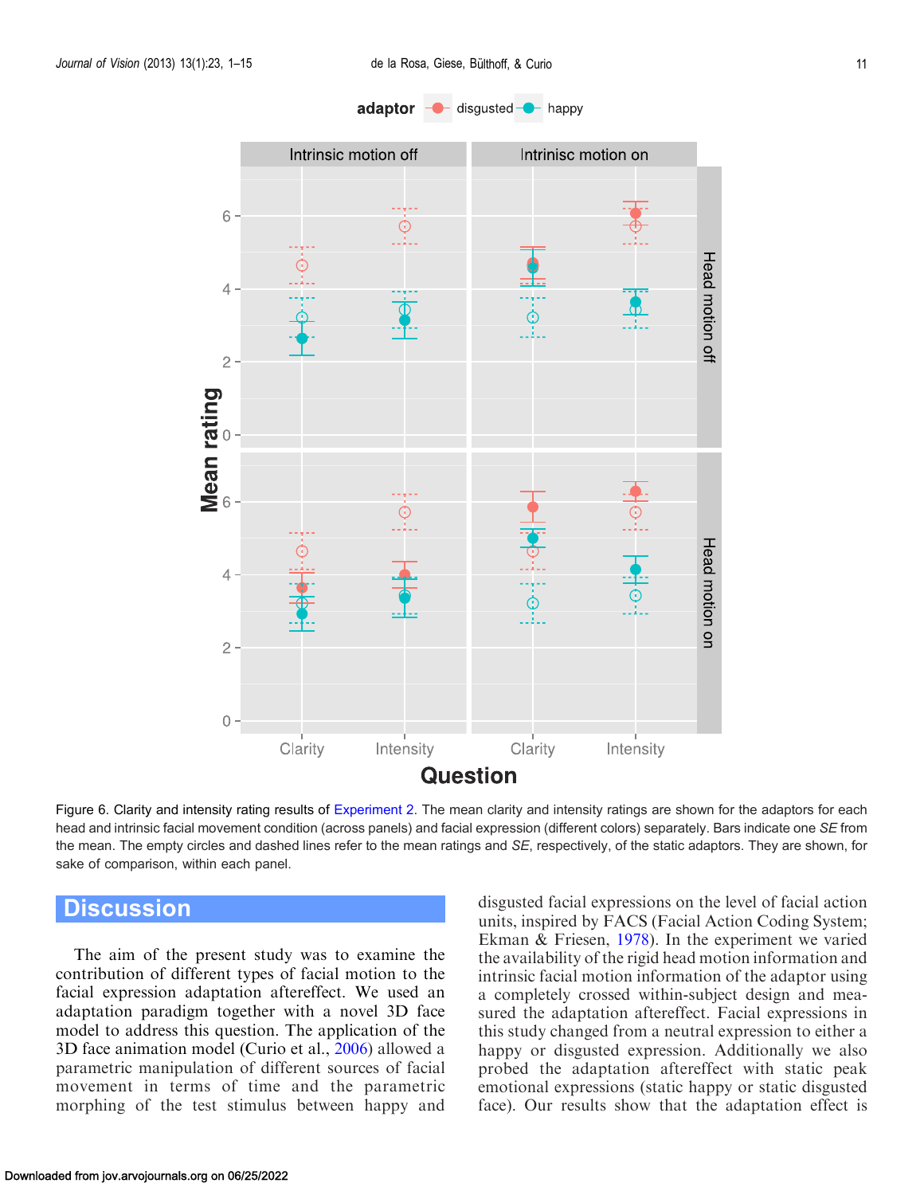Figure 6. Clarity and intensity rating results of Experiment 2. The mean clarity and intensity ratings are shown for the adaptors for each head and intrinsic facial movement condition (across panels) and facial expression (different colors) separately. Bars indicate one *SE* from the mean. The empty circles and dashed lines refer to the mean ratings and *SE*, respectively, of the static adaptors. They are shown, for sake of comparison, within each panel.

## Discussion

The aim of the present study was to examine the contribution of different types of facial motion to the facial expression adaptation aftereffect. We used an adaptation paradigm together with a novel 3D face model to address this question. The application of the 3D face animation model (Curio et al., 2006) allowed a parametric manipulation of different sources of facial movement in terms of time and the parametric morphing of the test stimulus between happy and disgusted facial expressions on the level of facial action units, inspired by FACS (Facial Action Coding System; Ekman & Friesen, 1978). In the experiment we varied the availability of the rigid head motion information and intrinsic facial motion information of the adaptor using a completely crossed within-subject design and measured the adaptation aftereffect. Facial expressions in this study changed from a neutral expression to either a happy or disgusted expression. Additionally we also probed the adaptation aftereffect with static peak emotional expressions (static happy or static disgusted face). Our results show that the adaptation effect is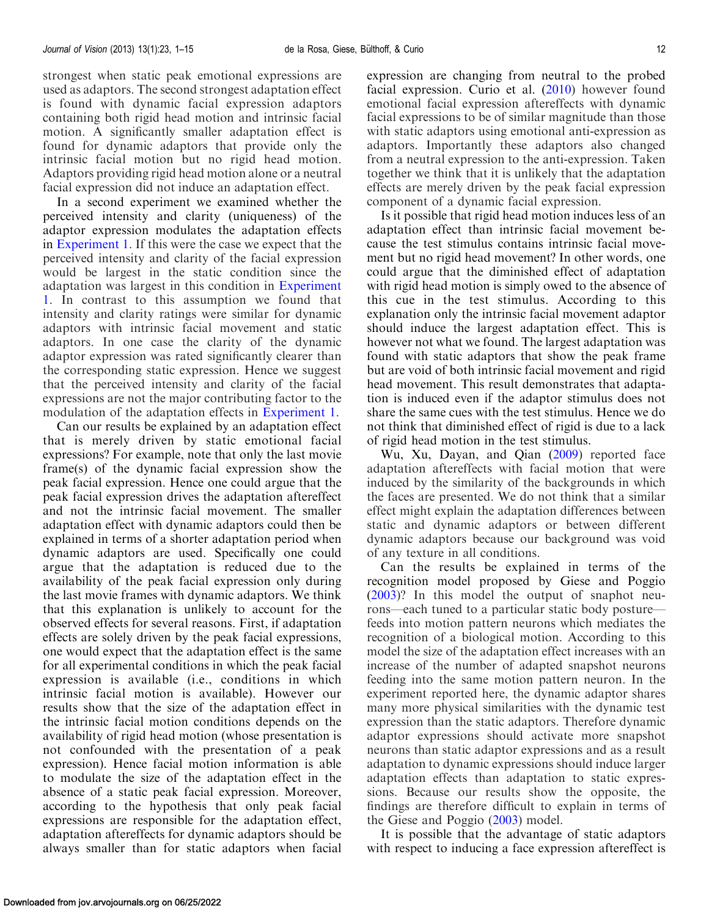strongest when static peak emotional expressions are used as adaptors. The second strongest adaptation effect is found with dynamic facial expression adaptors containing both rigid head motion and intrinsic facial motion. A significantly smaller adaptation effect is found for dynamic adaptors that provide only the intrinsic facial motion but no rigid head motion. Adaptors providing rigid head motion alone or a neutral facial expression did not induce an adaptation effect.

In a second experiment we examined whether the perceived intensity and clarity (uniqueness) of the adaptor expression modulates the adaptation effects in Experiment 1. If this were the case we expect that the perceived intensity and clarity of the facial expression would be largest in the static condition since the adaptation was largest in this condition in Experiment 1. In contrast to this assumption we found that intensity and clarity ratings were similar for dynamic adaptors with intrinsic facial movement and static adaptors. In one case the clarity of the dynamic adaptor expression was rated significantly clearer than the corresponding static expression. Hence we suggest that the perceived intensity and clarity of the facial expressions are not the major contributing factor to the modulation of the adaptation effects in Experiment 1.

Can our results be explained by an adaptation effect that is merely driven by static emotional facial expressions? For example, note that only the last movie frame(s) of the dynamic facial expression show the peak facial expression. Hence one could argue that the peak facial expression drives the adaptation aftereffect and not the intrinsic facial movement. The smaller adaptation effect with dynamic adaptors could then be explained in terms of a shorter adaptation period when dynamic adaptors are used. Specifically one could argue that the adaptation is reduced due to the availability of the peak facial expression only during the last movie frames with dynamic adaptors. We think that this explanation is unlikely to account for the observed effects for several reasons. First, if adaptation effects are solely driven by the peak facial expressions, one would expect that the adaptation effect is the same for all experimental conditions in which the peak facial expression is available (i.e., conditions in which intrinsic facial motion is available). However our results show that the size of the adaptation effect in the intrinsic facial motion conditions depends on the availability of rigid head motion (whose presentation is not confounded with the presentation of a peak expression). Hence facial motion information is able to modulate the size of the adaptation effect in the absence of a static peak facial expression. Moreover, according to the hypothesis that only peak facial expressions are responsible for the adaptation effect, adaptation aftereffects for dynamic adaptors should be always smaller than for static adaptors when facial expression are changing from neutral to the probed facial expression. Curio et al. (2010) however found emotional facial expression aftereffects with dynamic facial expressions to be of similar magnitude than those with static adaptors using emotional anti-expression as adaptors. Importantly these adaptors also changed from a neutral expression to the anti-expression. Taken together we think that it is unlikely that the adaptation effects are merely driven by the peak facial expression component of a dynamic facial expression.

Is it possible that rigid head motion induces less of an adaptation effect than intrinsic facial movement because the test stimulus contains intrinsic facial movement but no rigid head movement? In other words, one could argue that the diminished effect of adaptation with rigid head motion is simply owed to the absence of this cue in the test stimulus. According to this explanation only the intrinsic facial movement adaptor should induce the largest adaptation effect. This is however not what we found. The largest adaptation was found with static adaptors that show the peak frame but are void of both intrinsic facial movement and rigid head movement. This result demonstrates that adaptation is induced even if the adaptor stimulus does not share the same cues with the test stimulus. Hence we do not think that diminished effect of rigid is due to a lack of rigid head motion in the test stimulus.

Wu, Xu, Dayan, and Qian (2009) reported face adaptation aftereffects with facial motion that were induced by the similarity of the backgrounds in which the faces are presented. We do not think that a similar effect might explain the adaptation differences between static and dynamic adaptors or between different dynamic adaptors because our background was void of any texture in all conditions.

Can the results be explained in terms of the recognition model proposed by Giese and Poggio (2003)? In this model the output of snaphot neurons—each tuned to a particular static body posture—feeds into motion pattern neurons which mediates the recognition of a biological motion. According to this model the size of the adaptation effect increases with an increase of the number of adapted snapshot neurons feeding into the same motion pattern neuron. In the experiment reported here, the dynamic adaptor shares many more physical similarities with the dynamic test expression than the static adaptors. Therefore dynamic adaptor expressions should activate more snapshot neurons than static adaptor expressions and as a result adaptation to dynamic expressions should induce larger adaptation effects than adaptation to static expressions. Because our results show the opposite, the findings are therefore difficult to explain in terms of the Giese and Poggio (2003) model.

It is possible that the advantage of static adaptors with respect to inducing a face expression aftereffect is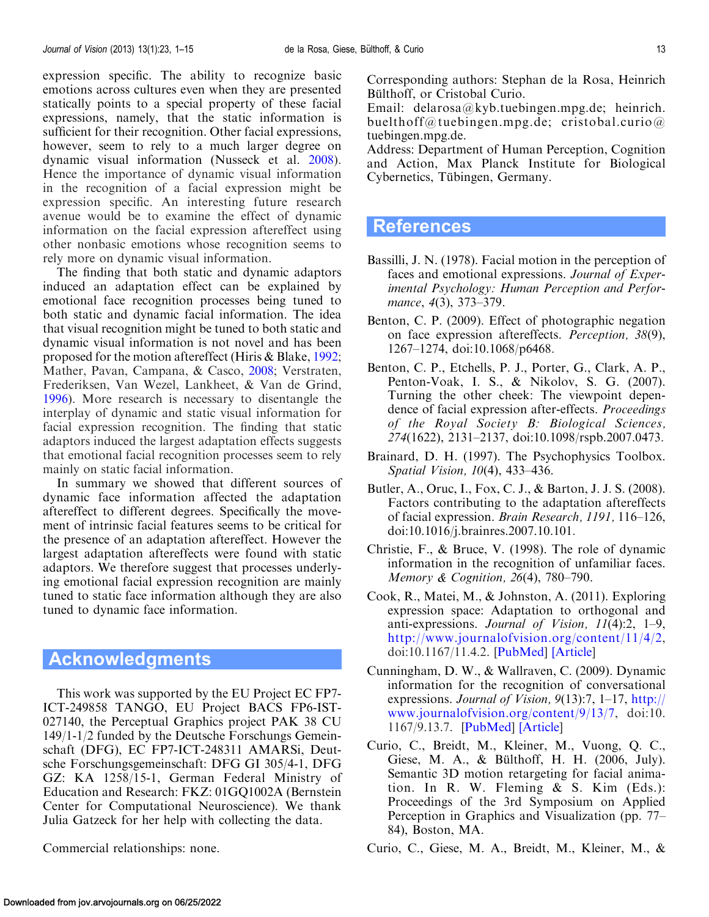expression specific. The ability to recognize basic emotions across cultures even when they are presented statically points to a special property of these facial expressions, namely, that the static information is sufficient for their recognition. Other facial expressions, however, seem to rely to a much larger degree on dynamic visual information (Nusseck et al. 2008). Hence the importance of dynamic visual information in the recognition of a facial expression might be expression specific. An interesting future research avenue would be to examine the effect of dynamic information on the facial expression aftereffect using other nonbasic emotions whose recognition seems to rely more on dynamic visual information.

The finding that both static and dynamic adaptors induced an adaptation effect can be explained by emotional face recognition processes being tuned to both static and dynamic facial information. The idea that visual recognition might be tuned to both static and dynamic visual information is not novel and has been proposed for the motion aftereffect (Hiris & Blake, 1992; Mather, Pavan, Campana, & Casco, 2008; Verstraten, Frederiksen, Van Wezel, Lankheet, & Van de Grind, 1996). More research is necessary to disentangle the interplay of dynamic and static visual information for facial expression recognition. The finding that static adaptors induced the largest adaptation effects suggests that emotional facial recognition processes seem to rely mainly on static facial information.

In summary we showed that different sources of dynamic face information affected the adaptation aftereffect to different degrees. Specifically the movement of intrinsic facial features seems to be critical for the presence of an adaptation aftereffect. However the largest adaptation aftereffects were found with static adaptors. We therefore suggest that processes underlying emotional facial expression recognition are mainly tuned to static face information although they are also tuned to dynamic face information.

## Acknowledgments

This work was supported by the EU Project EC FP7-ICT-249858 TANGO, EU Project BACS FP6-IST-027140, the Perceptual Graphics project PAK 38 CU 149/1-1/2 funded by the Deutsche Forschungs Gemeinschaft (DFG), EC FP7-ICT-248311 AMARSi, Deutsche Forschungsgemeinschaft: DFG GI 305/4-1, DFG GZ: KA 1258/15-1, German Federal Ministry of Education and Research: FKZ: 01GQ1002A (Bernstein Center for Computational Neuroscience). We thank Julia Gatzeck for her help with collecting the data.

Commercial relationships: none.

Corresponding authors: Stephan de la Rosa, Heinrich Bülthoff, or Cristobal Curio.

Email: delarosa@kyb.tuebingen.mpg.de; heinrich.buelthoff@tuebingen.mpg.de; cristobal.curio@tuebingen.mpg.de.

Address: Department of Human Perception, Cognition and Action, Max Planck Institute for Biological Cybernetics, Tübingen, Germany.

## References

Bassilli, J. N. (1978). Facial motion in the perception of faces and emotional expressions. *Journal of Experimental Psychology: Human Perception and Performance*, *4*(3), 373–379.

Benton, C. P. (2009). Effect of photographic negation on face expression aftereffects. *Perception, 38*(9), 1267–1274, doi:10.1068/p6468.

Benton, C. P., Etchells, P. J., Porter, G., Clark, A. P., Penton-Voak, I. S., & Nikolov, S. G. (2007). Turning the other cheek: The viewpoint dependence of facial expression after-effects. *Proceedings of the Royal Society B: Biological Sciences, 274*(1622), 2131–2137, doi:10.1098/rspb.2007.0473.

Brainard, D. H. (1997). The Psychophysics Toolbox. *Spatial Vision, 10*(4), 433–436.

Butler, A., Oruc, I., Fox, C. J., & Barton, J. J. S. (2008). Factors contributing to the adaptation aftereffects of facial expression. *Brain Research, 1191,* 116–126, doi:10.1016/j.brainres.2007.10.101.

Christie, F., & Bruce, V. (1998). The role of dynamic information in the recognition of unfamiliar faces. *Memory & Cognition, 26*(4), 780–790.

Cook, R., Matei, M., & Johnston, A. (2011). Exploring expression space: Adaptation to orthogonal and anti-expressions. *Journal of Vision, 11*(4):2, 1–9, http://www.journalofvision.org/content/11/4/2, doi:10.1167/11.4.2. [PubMed] [Article]

Cunningham, D. W., & Wallraven, C. (2009). Dynamic information for the recognition of conversational expressions. *Journal of Vision, 9*(13):7, 1–17, http://www.journalofvision.org/content/9/13/7, doi:10.1167/9.13.7. [PubMed] [Article]

Curio, C., Breidt, M., Kleiner, M., Vuong, Q. C., Giese, M. A., & Bülthoff, H. H. (2006, July). Semantic 3D motion retargeting for facial animation. In R. W. Fleming & S. Kim (Eds.): Proceedings of the 3rd Symposium on Applied Perception in Graphics and Visualization (pp. 77–84), Boston, MA.

Curio, C., Giese, M. A., Breidt, M., Kleiner, M., &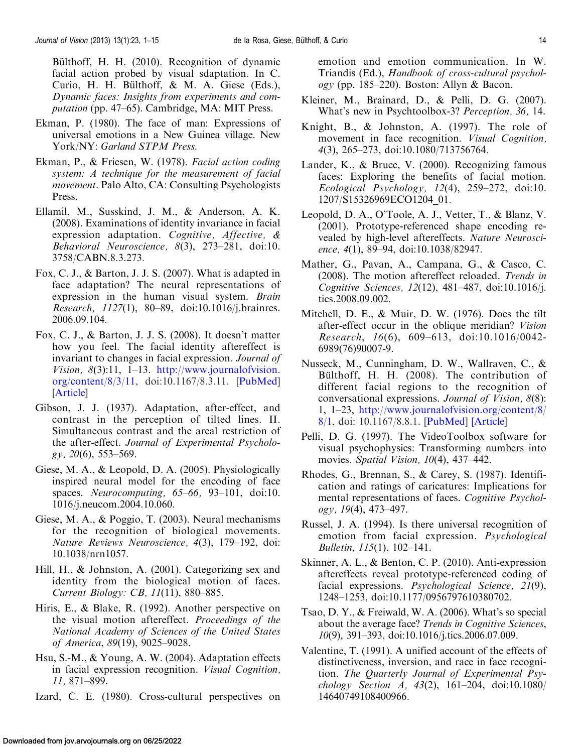Bülthoff, H. H. (2010). Recognition of dynamic facial action probed by visual sdaptation. In C. Curio, H. H. Bülthoff, & M. A. Giese (Eds.), *Dynamic faces: Insights from experiments and computation* (pp. 47–65). Cambridge, MA: MIT Press.

Ekman, P. (1980). The face of man: Expressions of universal emotions in a New Guinea village. New York/NY: *Garland STPM Press.*

Ekman, P., & Friesen, W. (1978). *Facial action coding system: A technique for the measurement of facial movement*. Palo Alto, CA: Consulting Psychologists Press.

Ellamil, M., Susskind, J. M., & Anderson, A. K. (2008). Examinations of identity invariance in facial expression adaptation. *Cognitive, Affective, & Behavioral Neuroscience, 8*(3), 273–281, doi:10.3758/CABN.8.3.273.

Fox, C. J., & Barton, J. J. S. (2007). What is adapted in face adaptation? The neural representations of expression in the human visual system. *Brain Research, 1127*(1), 80–89, doi:10.1016/j.brainres.2006.09.104.

Fox, C. J., & Barton, J. J. S. (2008). It doesn't matter how you feel. The facial identity aftereffect is invariant to changes in facial expression. *Journal of Vision, 8*(3):11, 1–13. http://www.journalofvision.org/content/8/3/11, doi:10.1167/8.3.11. [PubMed] [Article]

Gibson, J. J. (1937). Adaptation, after-effect, and contrast in the perception of tilted lines. II. Simultaneous contrast and the areal restriction of the after-effect. *Journal of Experimental Psychology, 20*(6), 553–569.

Giese, M. A., & Leopold, D. A. (2005). Physiologically inspired neural model for the encoding of face spaces. *Neurocomputing, 65–66,* 93–101, doi:10.1016/j.neucom.2004.10.060.

Giese, M. A., & Poggio, T. (2003). Neural mechanisms for the recognition of biological movements. *Nature Reviews Neuroscience, 4*(3), 179–192, doi:10.1038/nrn1057.

Hill, H., & Johnston, A. (2001). Categorizing sex and identity from the biological motion of faces. *Current Biology: CB, 11*(11), 880–885.

Hiris, E., & Blake, R. (1992). Another perspective on the visual motion aftereffect. *Proceedings of the National Academy of Sciences of the United States of America*, *89*(19), 9025–9028.

Hsu, S.-M., & Young, A. W. (2004). Adaptation effects in facial expression recognition. *Visual Cognition, 11,* 871–899.

Izard, C. E. (1980). Cross-cultural perspectives on emotion and emotion communication. In W. Triandis (Ed.), *Handbook of cross-cultural psychology* (pp. 185–220). Boston: Allyn & Bacon.

Kleiner, M., Brainard, D., & Pelli, D. G. (2007). What's new in Psychtoolbox-3? *Perception, 36,* 14.

Knight, B., & Johnston, A. (1997). The role of movement in face recognition. *Visual Cognition, 4*(3), 265–273, doi:10.1080/713756764.

Lander, K., & Bruce, V. (2000). Recognizing famous faces: Exploring the benefits of facial motion. *Ecological Psychology, 12*(4), 259–272, doi:10.1207/S15326969ECO1204_01.

Leopold, D. A., O'Toole, A. J., Vetter, T., & Blanz, V. (2001). Prototype-referenced shape encoding revealed by high-level aftereffects. *Nature Neuroscience, 4*(1), 89–94, doi:10.1038/82947.

Mather, G., Pavan, A., Campana, G., & Casco, C. (2008). The motion aftereffect reloaded. *Trends in Cognitive Sciences, 12*(12), 481–487, doi:10.1016/j.tics.2008.09.002.

Mitchell, D. E., & Muir, D. W. (1976). Does the tilt after-effect occur in the oblique meridian? *Vision Research*, *16*(6), 609–613, doi:10.1016/0042-6989(76)90007-9.

Nusseck, M., Cunningham, D. W., Wallraven, C., & Bülthoff, H. H. (2008). The contribution of different facial regions to the recognition of conversational expressions. *Journal of Vision, 8*(8): 1, 1–23, http://www.journalofvision.org/content/8/8/1, doi: 10.1167/8.8.1. [PubMed] [Article]

Pelli, D. G. (1997). The VideoToolbox software for visual psychophysics: Transforming numbers into movies. *Spatial Vision, 10*(4), 437–442.

Rhodes, G., Brennan, S., & Carey, S. (1987). Identification and ratings of caricatures: Implications for mental representations of faces. *Cognitive Psychology, 19*(4), 473–497.

Russel, J. A. (1994). Is there universal recognition of emotion from facial expression. *Psychological Bulletin, 115*(1), 102–141.

Skinner, A. L., & Benton, C. P. (2010). Anti-expression aftereffects reveal prototype-referenced coding of facial expressions. *Psychological Science, 21*(9), 1248–1253, doi:10.1177/0956797610380702.

Tsao, D. Y., & Freiwald, W. A. (2006). What's so special about the average face? *Trends in Cognitive Sciences*, *10*(9), 391–393, doi:10.1016/j.tics.2006.07.009.

Valentine, T. (1991). A unified account of the effects of distinctiveness, inversion, and race in face recognition. *The Quarterly Journal of Experimental Psychology Section A, 43*(2), 161–204, doi:10.1080/14640749108400966.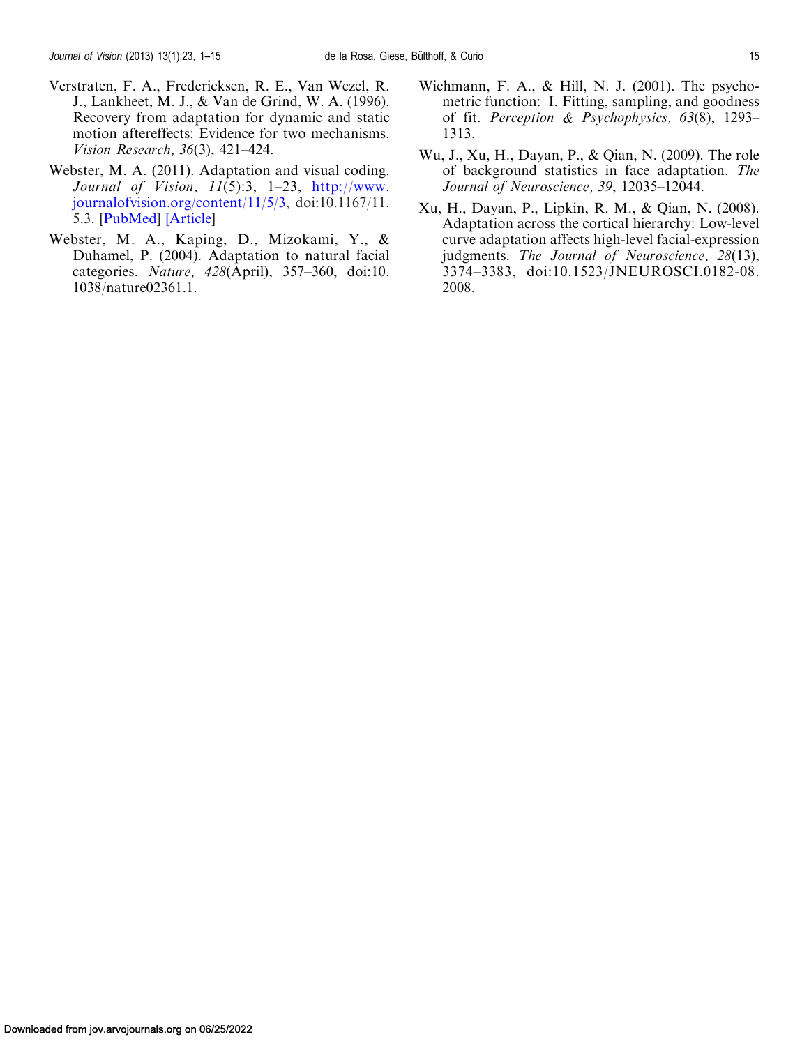Verstraten, F. A., Fredericksen, R. E., Van Wezel, R. J., Lankheet, M. J., & Van de Grind, W. A. (1996). Recovery from adaptation for dynamic and static motion aftereffects: Evidence for two mechanisms. *Vision Research, 36*(3), 421–424.

Webster, M. A. (2011). Adaptation and visual coding. *Journal of Vision, 11*(5):3, 1–23, http://www.journalofvision.org/content/11/5/3, doi:10.1167/11.5.3. [PubMed] [Article]

Webster, M. A., Kaping, D., Mizokami, Y., & Duhamel, P. (2004). Adaptation to natural facial categories. *Nature, 428*(April), 357–360, doi:10.1038/nature02361.1.

Wichmann, F. A., & Hill, N. J. (2001). The psychometric function: I. Fitting, sampling, and goodness of fit. *Perception & Psychophysics, 63*(8), 1293–1313.

Wu, J., Xu, H., Dayan, P., & Qian, N. (2009). The role of background statistics in face adaptation. *The Journal of Neuroscience, 39*, 12035–12044.

Xu, H., Dayan, P., Lipkin, R. M., & Qian, N. (2008). Adaptation across the cortical hierarchy: Low-level curve adaptation affects high-level facial-expression judgments. *The Journal of Neuroscience, 28*(13), 3374–3383, doi:10.1523/JNEUROSCI.0182-08.2008.